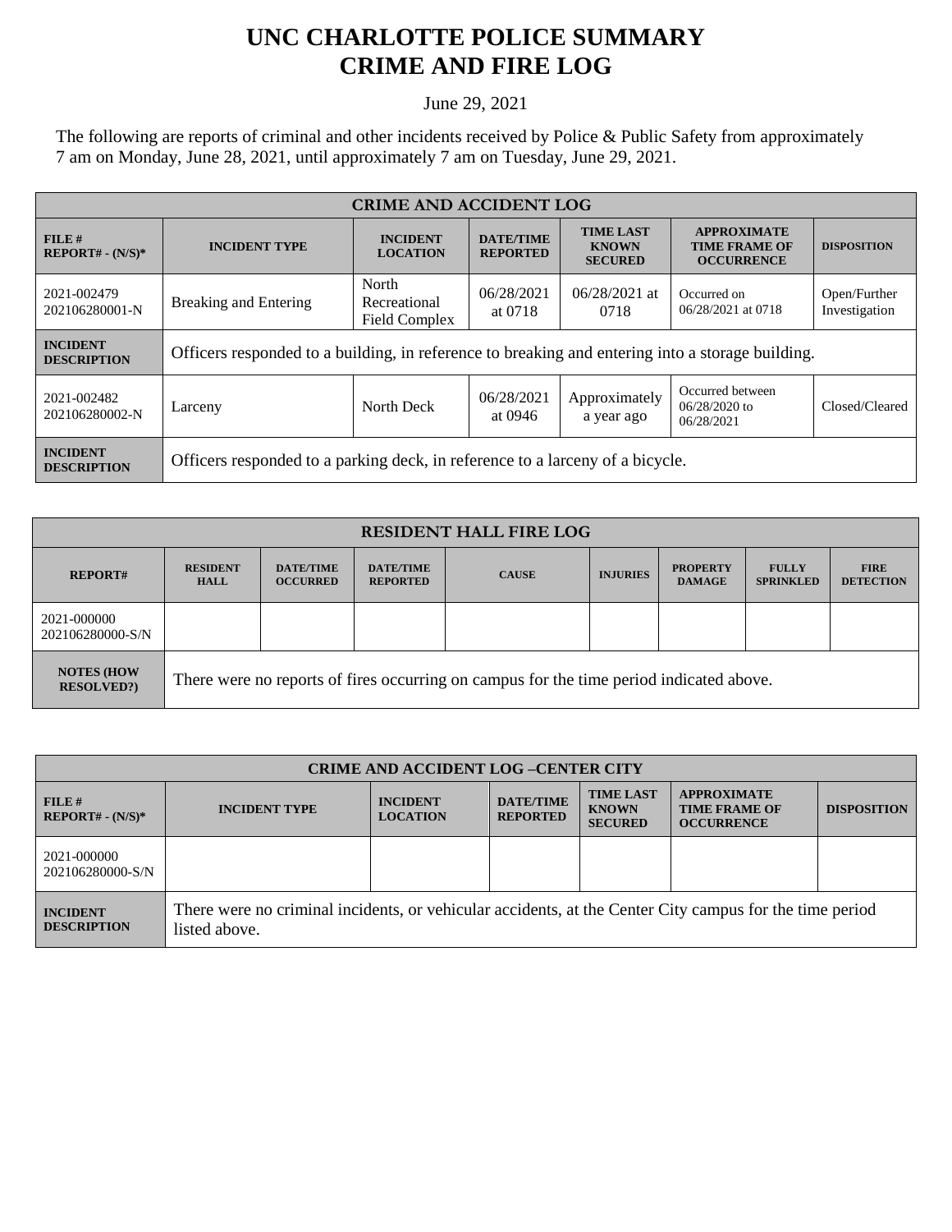# UNC CHARLOTTE POLICE SUMMARY
# CRIME AND FIRE LOG

June 29, 2021

The following are reports of criminal and other incidents received by Police & Public Safety from approximately 7 am on Monday, June 28, 2021, until approximately 7 am on Tuesday, June 29, 2021.

| CRIME AND ACCIDENT LOG | | | | | | |
|---|---|---|---|---|---|---|
| **FILE # REPORT# - (N/S)*** | **INCIDENT TYPE** | **INCIDENT LOCATION** | **DATE/TIME REPORTED** | **TIME LAST KNOWN SECURED** | **APPROXIMATE TIME FRAME OF OCCURRENCE** | **DISPOSITION** |
| 2021-002479 202106280001-N | Breaking and Entering | North Recreational Field Complex | 06/28/2021 at 0718 | 06/28/2021 at 0718 | Occurred on 06/28/2021 at 0718 | Open/Further Investigation |
| **INCIDENT DESCRIPTION** | Officers responded to a building, in reference to breaking and entering into a storage building. | | | | | |
| 2021-002482 202106280002-N | Larceny | North Deck | 06/28/2021 at 0946 | Approximately a year ago | Occurred between 06/28/2020 to 06/28/2021 | Closed/Cleared |
| **INCIDENT DESCRIPTION** | Officers responded to a parking deck, in reference to a larceny of a bicycle. | | | | | |

| RESIDENT HALL FIRE LOG | | | | | | | | |
|---|---|---|---|---|---|---|---|---|
| **REPORT#** | **RESIDENT HALL** | **DATE/TIME OCCURRED** | **DATE/TIME REPORTED** | **CAUSE** | **INJURIES** | **PROPERTY DAMAGE** | **FULLY SPRINKLED** | **FIRE DETECTION** |
| 2021-000000 202106280000-S/N | | | | | | | | |
| **NOTES (HOW RESOLVED?)** | There were no reports of fires occurring on campus for the time period indicated above. | | | | | | | |

| CRIME AND ACCIDENT LOG –CENTER CITY | | | | | | |
|---|---|---|---|---|---|---|
| **FILE # REPORT# - (N/S)*** | **INCIDENT TYPE** | **INCIDENT LOCATION** | **DATE/TIME REPORTED** | **TIME LAST KNOWN SECURED** | **APPROXIMATE TIME FRAME OF OCCURRENCE** | **DISPOSITION** |
| 2021-000000 202106280000-S/N | | | | | | |
| **INCIDENT DESCRIPTION** | There were no criminal incidents, or vehicular accidents, at the Center City campus for the time period listed above. | | | | | |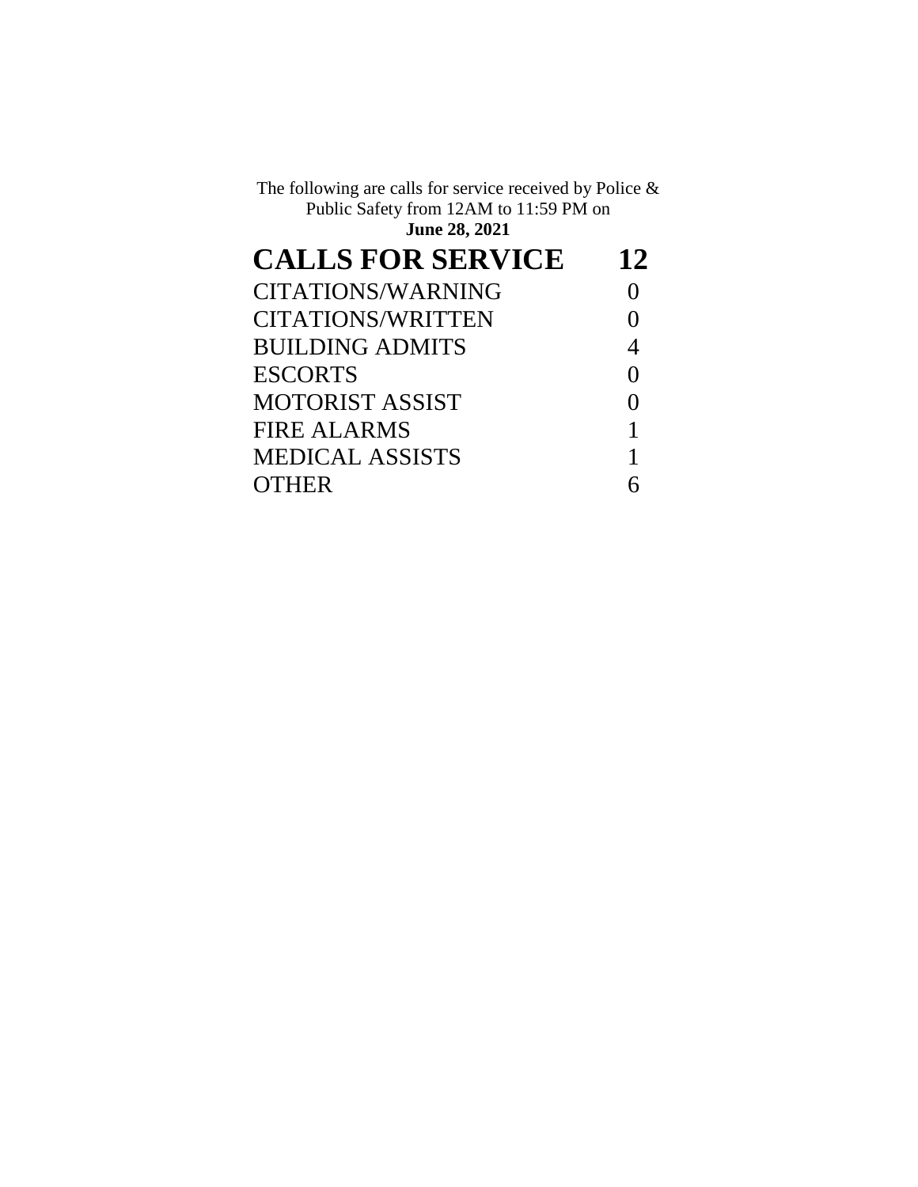The following are calls for service received by Police & Public Safety from 12AM to 11:59 PM on

**June 28, 2021**

| | |
|---|---|
| **CALLS FOR SERVICE** | **12** |
| CITATIONS/WARNING | 0 |
| CITATIONS/WRITTEN | 0 |
| BUILDING ADMITS | 4 |
| ESCORTS | 0 |
| MOTORIST ASSIST | 0 |
| FIRE ALARMS | 1 |
| MEDICAL ASSISTS | 1 |
| OTHER | 6 |